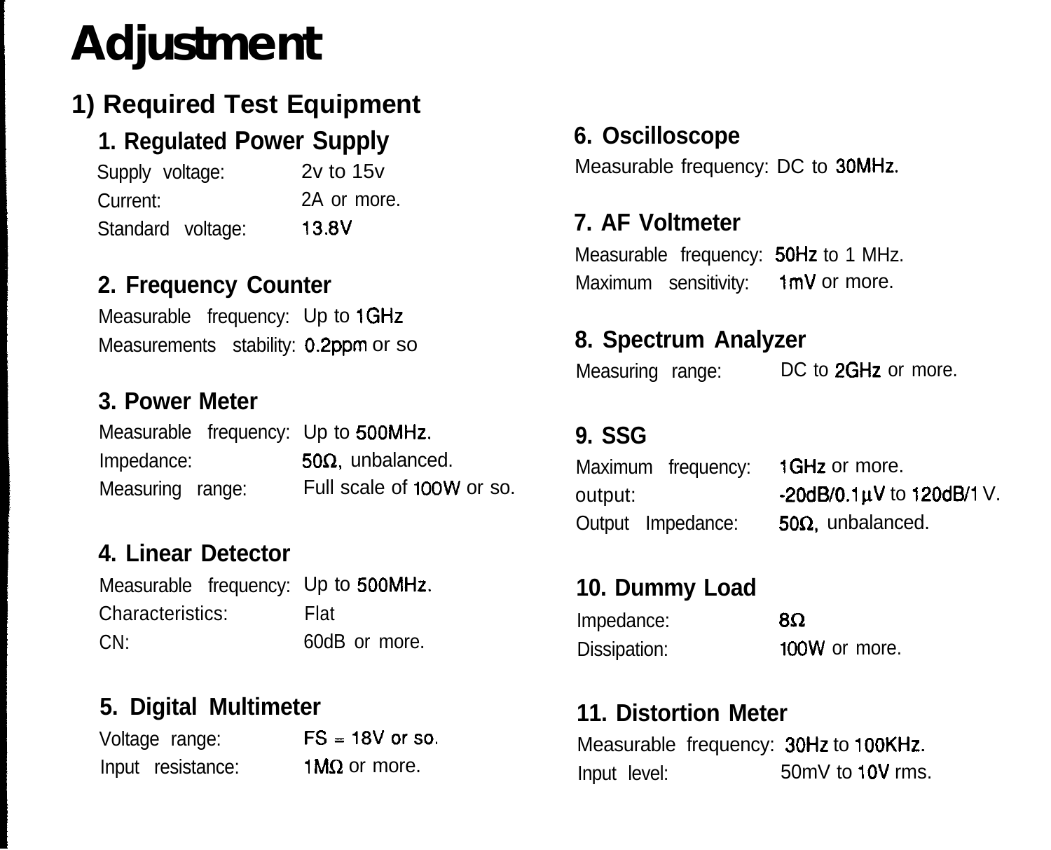# Adjustment

## 1) Required Test Equipment

### 1. Regulated Power Supply

Supply voltage: 2v to 15v
Current: 2A or more.
Standard voltage: 13.8V

### 2. Frequency Counter

Measurable frequency: Up to 1GHz
Measurements stability: 0.2ppm or so

### 3. Power Meter

Measurable frequency: Up to 500MHz.
Impedance: 50Ω, unbalanced.
Measuring range: Full scale of 100W or so.

### 4. Linear Detector

Measurable frequency: Up to 500MHz.
Characteristics: Flat
CN: 60dB or more.

### 5. Digital Multimeter

Voltage range: FS = 18V or so.
Input resistance: 1MΩ or more.

### 6. Oscilloscope

Measurable frequency: DC to 30MHz.

### 7. AF Voltmeter

Measurable frequency: 50Hz to 1 MHz.
Maximum sensitivity: 1mV or more.

### 8. Spectrum Analyzer

Measuring range: DC to 2GHz or more.

### 9. SSG

Maximum frequency: 1GHz or more.
output: -20dB/0.1μV to 120dB/1 V.
Output Impedance: 50Ω, unbalanced.

### 10. Dummy Load

Impedance: 8Ω
Dissipation: 100W or more.

### 11. Distortion Meter

Measurable frequency: 30Hz to 100KHz.
Input level: 50mV to 10V rms.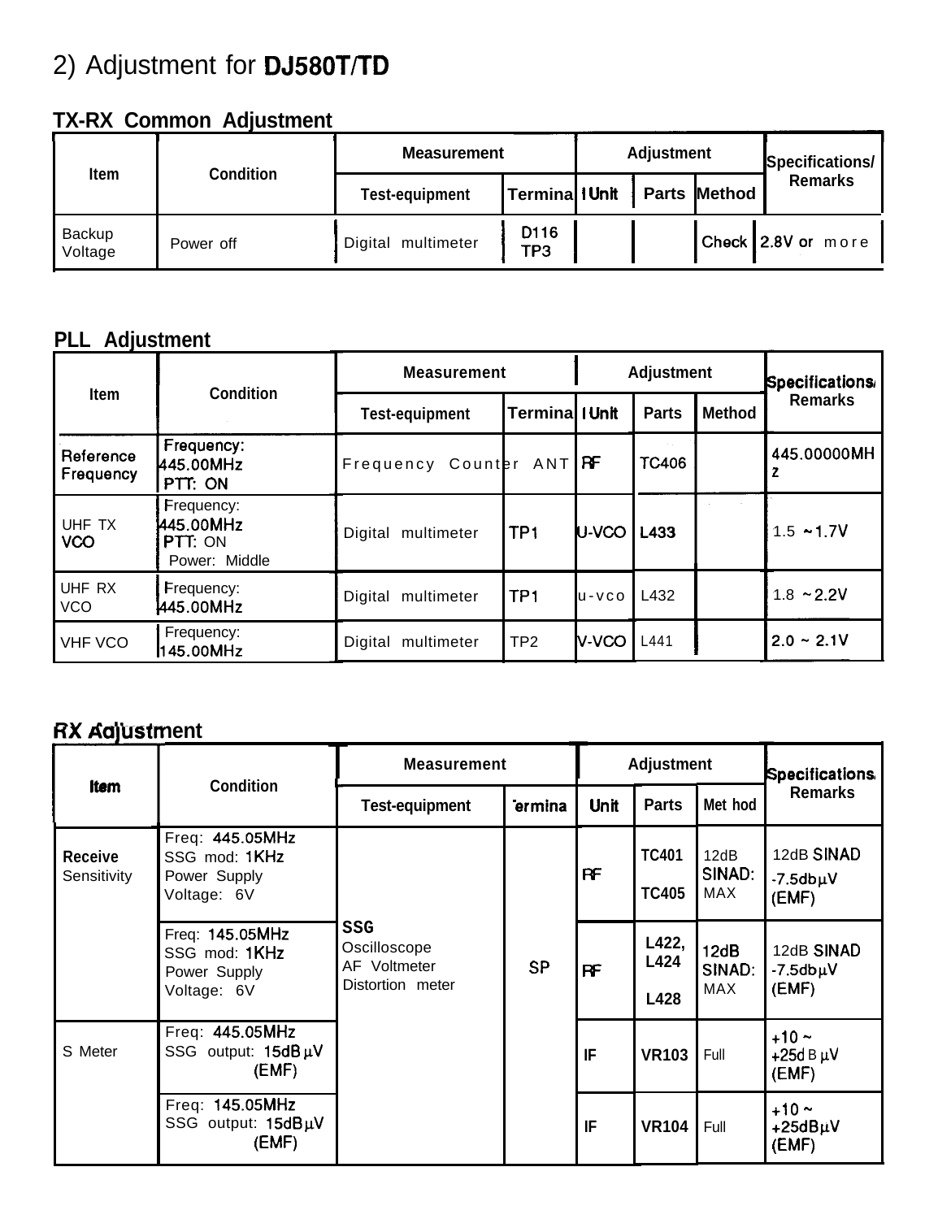## 2) Adjustment for DJ580T/TD

### TX-RX Common Adjustment

| Item | Condition | Measurement | | Adjustment | | | Specifications/ Remarks |
|---|---|---|---|---|---|---|---|
| | | Test-equipment | Terminal | Unit | Parts | Method | |
| Backup Voltage | Power off | Digital multimeter | D116 TP3 | | | Check | 2.8V or more |

### PLL Adjustment

| Item | Condition | Measurement | | Adjustment | | | Specifications/ Remarks |
|---|---|---|---|---|---|---|---|
| | | Test-equipment | Terminal | Unit | Parts | Method | |
| Reference Frequency | Frequency: 445.00MHz PTT: ON | Frequency Counter | ANT | RF | TC406 | | 445.00000MHz |
| UHF TX VCO | Frequency: 445.00MHz PTT: ON Power: Middle | Digital multimeter | TP1 | U-VCO | L433 | | 1.5 ~1.7V |
| UHF RX VCO | Frequency: 445.00MHz | Digital multimeter | TP1 | u-vco | L432 | | 1.8 ~2.2V |
| VHF VCO | Frequency: 145.00MHz | Digital multimeter | TP2 | V-VCO | L441 | | 2.0 ~ 2.1V |

### RX Adjustment

| Item | Condition | Measurement | | Adjustment | | | Specifications/ Remarks |
|---|---|---|---|---|---|---|---|
| | | Test-equipment | Terminal | Unit | Parts | Method | |
| Receive Sensitivity | Freq: 445.05MHz SSG mod: 1KHz Power Supply Voltage: 6V | SSG Oscilloscope AF Voltmeter Distortion meter | SP | RF | TC401 TC405 | 12dB SINAD: MAX | 12dB SINAD -7.5db$\mu$V (EMF) |
| | Freq: 145.05MHz SSG mod: 1KHz Power Supply Voltage: 6V | | | RF | L422, L424 L428 | 12dB SINAD: MAX | 12dB SINAD -7.5db$\mu$V (EMF) |
| S Meter | Freq: 445.05MHz SSG output: 15dB$\mu$V (EMF) | | | IF | VR103 | Full | +10 ~ +25dB$\mu$V (EMF) |
| | Freq: 145.05MHz SSG output: 15dB$\mu$V (EMF) | | | IF | VR104 | Full | +10 ~ +25dB$\mu$V (EMF) |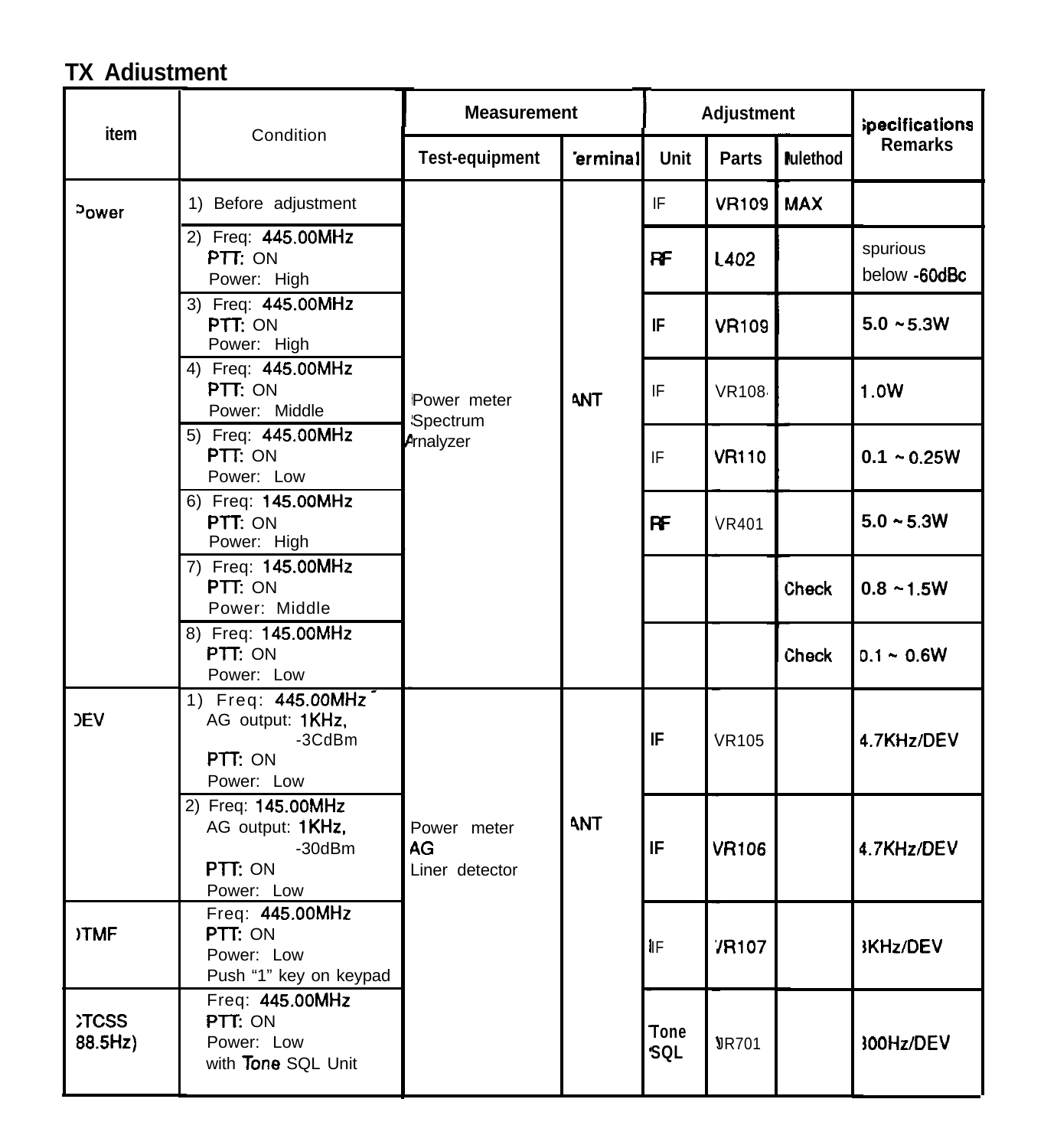## TX Adiustment

| item | Condition | Measurement | | Adjustment | | | Specifications Remarks |
|---|---|---|---|---|---|---|---|
| | | Test-equipment | Terminal | Unit | Parts | Method | |
| Power | 1) Before adjustment | Power meter Spectrum Analyzer | ANT | IF | VR109 | MAX | |
| | 2) Freq: 445.00MHz PTT: ON Power: High | | | RF | L402 | | spurious below -60dBc |
| | 3) Freq: 445.00MHz PTT: ON Power: High | | | IF | VR109 | | 5.0 ~ 5.3W |
| | 4) Freq: 445.00MHz PTT: ON Power: Middle | | | IF | VR108 | | 1.0W |
| | 5) Freq: 445.00MHz PTT: ON Power: Low | | | IF | VR110 | | 0.1 ~ 0.25W |
| | 6) Freq: 145.00MHz PTT: ON Power: High | | | RF | VR401 | | 5.0 ~ 5.3W |
| | 7) Freq: 145.00MHz PTT: ON Power: Middle | | | | | Check | 0.8 ~ 1.5W |
| | 8) Freq: 145.00MHz PTT: ON Power: Low | | | | | Check | 0.1 ~ 0.6W |
| DEV | 1) Freq: 445.00MHz AG output: 1KHz, -3CdBm PTT: ON Power: Low | Power meter AG Liner detector | ANT | IF | VR105 | | 4.7KHz/DEV |
| | 2) Freq: 145.00MHz AG output: 1KHz, -30dBm PTT: ON Power: Low | | | IF | VR106 | | 4.7KHz/DEV |
| DTMF | Freq: 445.00MHz PTT: ON Power: Low Push “1” key on keypad | | | IF | VR107 | | 3KHz/DEV |
| CTCSS (88.5Hz) | Freq: 445.00MHz PTT: ON Power: Low with Tone SQL Unit | | | Tone SQL | VR701 | | 300Hz/DEV |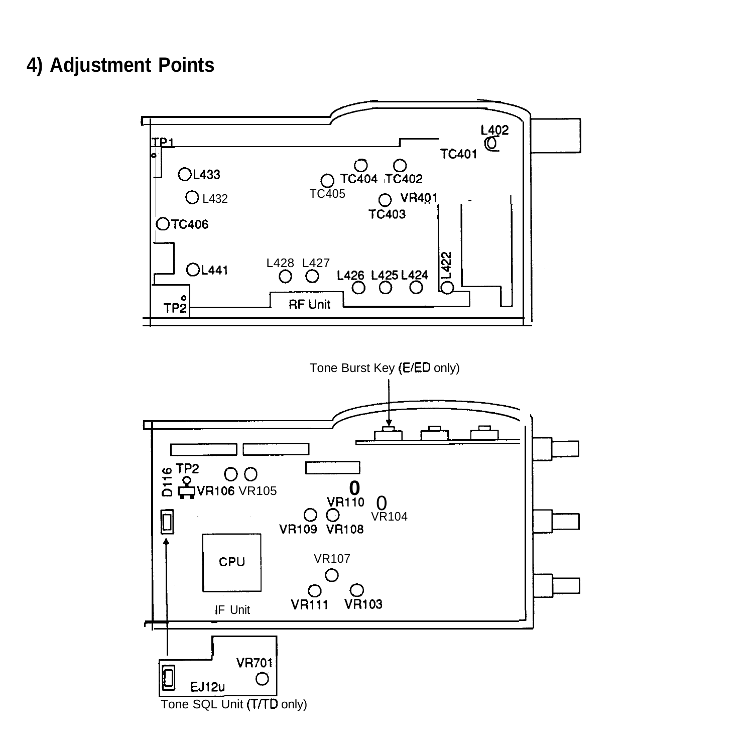## 4) Adjustment Points

TP1

L402

TC401

L433

TC404

TC402

TC405

L432

VR401

TC403

TC406

L428

L427

L422

L441

L426

L425

L424

TP2

RF Unit

Tone Burst Key (E/ED only)

D116

TP2

VR106

VR105

VR110

VR104

VR109

VR108

CPU

VR107

VR111

VR103

IF Unit

VR701

EJ12u

Tone SQL Unit (T/TD only)